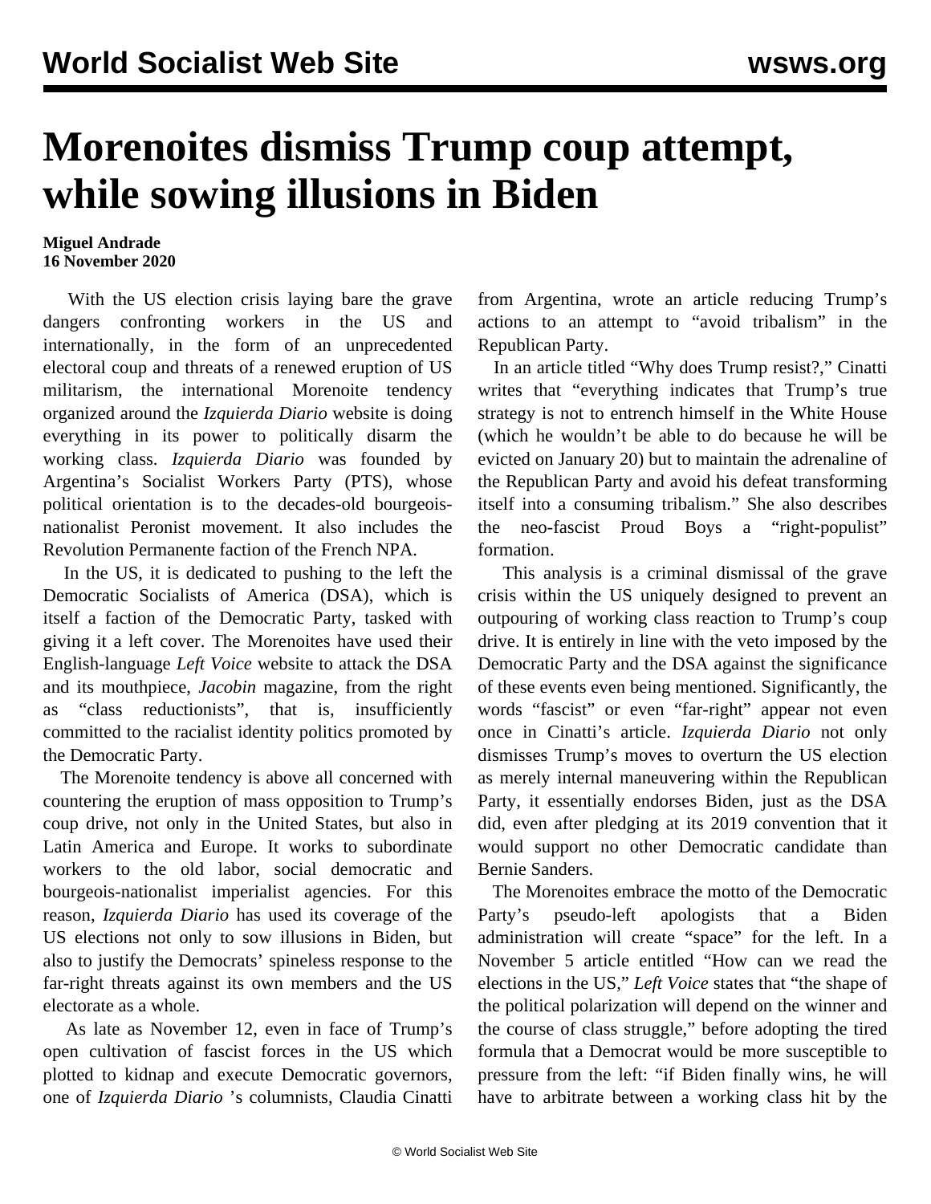# Morenoites dismiss Trump coup attempt, while sowing illusions in Biden

**Miguel Andrade**
**16 November 2020**

With the US election crisis laying bare the grave dangers confronting workers in the US and internationally, in the form of an unprecedented electoral coup and threats of a renewed eruption of US militarism, the international Morenoite tendency organized around the *Izquierda Diario* website is doing everything in its power to politically disarm the working class. *Izquierda Diario* was founded by Argentina's Socialist Workers Party (PTS), whose political orientation is to the decades-old bourgeois-nationalist Peronist movement. It also includes the Revolution Permanente faction of the French NPA.

In the US, it is dedicated to pushing to the left the Democratic Socialists of America (DSA), which is itself a faction of the Democratic Party, tasked with giving it a left cover. The Morenoites have used their English-language *Left Voice* website to attack the DSA and its mouthpiece, *Jacobin* magazine, from the right as "class reductionists", that is, insufficiently committed to the racialist identity politics promoted by the Democratic Party.

The Morenoite tendency is above all concerned with countering the eruption of mass opposition to Trump's coup drive, not only in the United States, but also in Latin America and Europe. It works to subordinate workers to the old labor, social democratic and bourgeois-nationalist imperialist agencies. For this reason, *Izquierda Diario* has used its coverage of the US elections not only to sow illusions in Biden, but also to justify the Democrats' spineless response to the far-right threats against its own members and the US electorate as a whole.

As late as November 12, even in face of Trump's open cultivation of fascist forces in the US which plotted to kidnap and execute Democratic governors, one of *Izquierda Diario* 's columnists, Claudia Cinatti from Argentina, wrote an article reducing Trump's actions to an attempt to "avoid tribalism" in the Republican Party.

In an article titled "Why does Trump resist?," Cinatti writes that "everything indicates that Trump's true strategy is not to entrench himself in the White House (which he wouldn't be able to do because he will be evicted on January 20) but to maintain the adrenaline of the Republican Party and avoid his defeat transforming itself into a consuming tribalism." She also describes the neo-fascist Proud Boys a "right-populist" formation.

This analysis is a criminal dismissal of the grave crisis within the US uniquely designed to prevent an outpouring of working class reaction to Trump's coup drive. It is entirely in line with the veto imposed by the Democratic Party and the DSA against the significance of these events even being mentioned. Significantly, the words "fascist" or even "far-right" appear not even once in Cinatti's article. *Izquierda Diario* not only dismisses Trump's moves to overturn the US election as merely internal maneuvering within the Republican Party, it essentially endorses Biden, just as the DSA did, even after pledging at its 2019 convention that it would support no other Democratic candidate than Bernie Sanders.

The Morenoites embrace the motto of the Democratic Party's pseudo-left apologists that a Biden administration will create "space" for the left. In a November 5 article entitled "How can we read the elections in the US," *Left Voice* states that "the shape of the political polarization will depend on the winner and the course of class struggle," before adopting the tired formula that a Democrat would be more susceptible to pressure from the left: "if Biden finally wins, he will have to arbitrate between a working class hit by the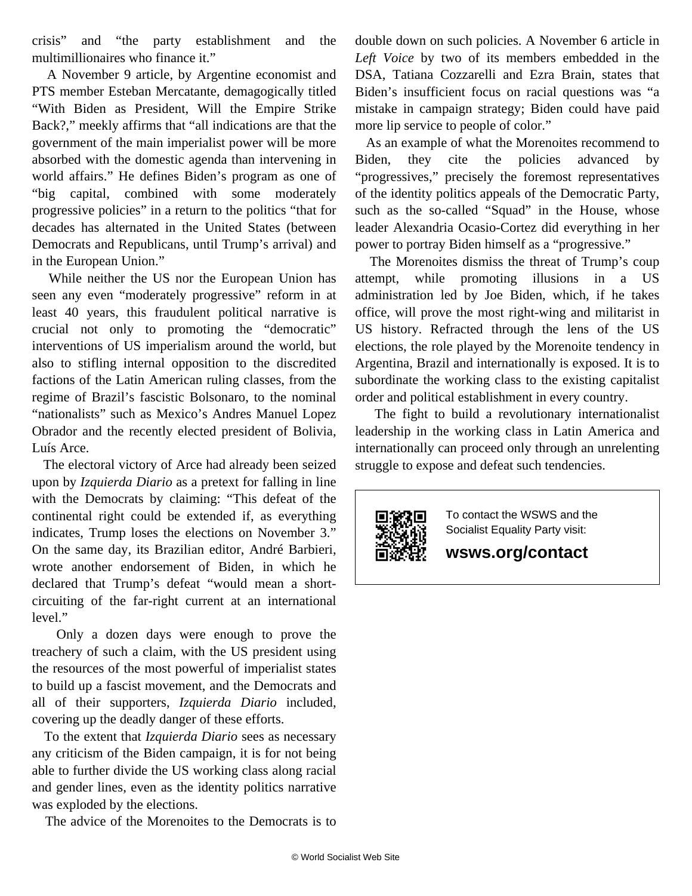crisis" and "the party establishment and the multimillionaires who finance it."

A November 9 article, by Argentine economist and PTS member Esteban Mercatante, demagogically titled "With Biden as President, Will the Empire Strike Back?," meekly affirms that "all indications are that the government of the main imperialist power will be more absorbed with the domestic agenda than intervening in world affairs." He defines Biden's program as one of "big capital, combined with some moderately progressive policies" in a return to the politics "that for decades has alternated in the United States (between Democrats and Republicans, until Trump's arrival) and in the European Union."

While neither the US nor the European Union has seen any even "moderately progressive" reform in at least 40 years, this fraudulent political narrative is crucial not only to promoting the "democratic" interventions of US imperialism around the world, but also to stifling internal opposition to the discredited factions of the Latin American ruling classes, from the regime of Brazil's fascistic Bolsonaro, to the nominal "nationalists" such as Mexico's Andres Manuel Lopez Obrador and the recently elected president of Bolivia, Luís Arce.

The electoral victory of Arce had already been seized upon by *Izquierda Diario* as a pretext for falling in line with the Democrats by claiming: "This defeat of the continental right could be extended if, as everything indicates, Trump loses the elections on November 3." On the same day, its Brazilian editor, André Barbieri, wrote another endorsement of Biden, in which he declared that Trump's defeat "would mean a short-circuiting of the far-right current at an international level."

Only a dozen days were enough to prove the treachery of such a claim, with the US president using the resources of the most powerful of imperialist states to build up a fascist movement, and the Democrats and all of their supporters, *Izquierda Diario* included, covering up the deadly danger of these efforts.

To the extent that *Izquierda Diario* sees as necessary any criticism of the Biden campaign, it is for not being able to further divide the US working class along racial and gender lines, even as the identity politics narrative was exploded by the elections.

The advice of the Morenoites to the Democrats is to double down on such policies. A November 6 article in *Left Voice* by two of its members embedded in the DSA, Tatiana Cozzarelli and Ezra Brain, states that Biden's insufficient focus on racial questions was "a mistake in campaign strategy; Biden could have paid more lip service to people of color."

As an example of what the Morenoites recommend to Biden, they cite the policies advanced by "progressives," precisely the foremost representatives of the identity politics appeals of the Democratic Party, such as the so-called "Squad" in the House, whose leader Alexandria Ocasio-Cortez did everything in her power to portray Biden himself as a "progressive."

The Morenoites dismiss the threat of Trump's coup attempt, while promoting illusions in a US administration led by Joe Biden, which, if he takes office, will prove the most right-wing and militarist in US history. Refracted through the lens of the US elections, the role played by the Morenoite tendency in Argentina, Brazil and internationally is exposed. It is to subordinate the working class to the existing capitalist order and political establishment in every country.

The fight to build a revolutionary internationalist leadership in the working class in Latin America and internationally can proceed only through an unrelenting struggle to expose and defeat such tendencies.

To contact the WSWS and the Socialist Equality Party visit:

**wsws.org/contact**